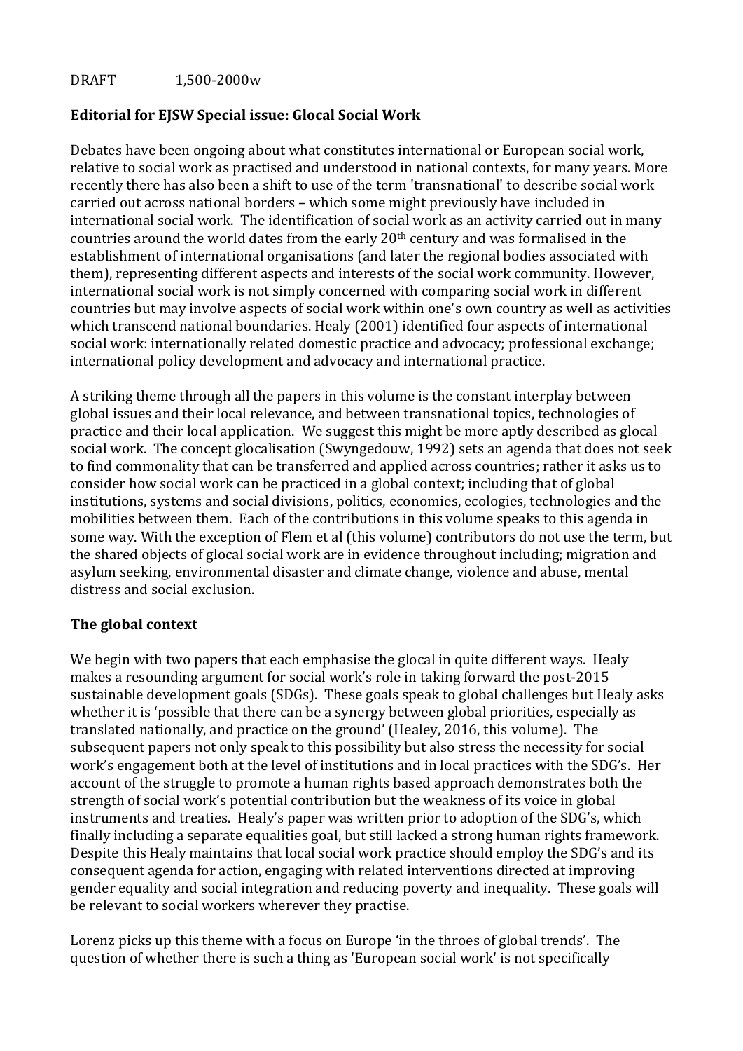DRAFT 1,500-2000w

**Editorial for EJSW Special issue: Glocal Social Work**

Debates have been ongoing about what constitutes international or European social work, relative to social work as practised and understood in national contexts, for many years. More recently there has also been a shift to use of the term 'transnational' to describe social work carried out across national borders – which some might previously have included in international social work. The identification of social work as an activity carried out in many countries around the world dates from the early 20th century and was formalised in the establishment of international organisations (and later the regional bodies associated with them), representing different aspects and interests of the social work community. However, international social work is not simply concerned with comparing social work in different countries but may involve aspects of social work within one's own country as well as activities which transcend national boundaries. Healy (2001) identified four aspects of international social work: internationally related domestic practice and advocacy; professional exchange; international policy development and advocacy and international practice.

A striking theme through all the papers in this volume is the constant interplay between global issues and their local relevance, and between transnational topics, technologies of practice and their local application. We suggest this might be more aptly described as glocal social work. The concept glocalisation (Swyngedouw, 1992) sets an agenda that does not seek to find commonality that can be transferred and applied across countries; rather it asks us to consider how social work can be practiced in a global context; including that of global institutions, systems and social divisions, politics, economies, ecologies, technologies and the mobilities between them. Each of the contributions in this volume speaks to this agenda in some way. With the exception of Flem et al (this volume) contributors do not use the term, but the shared objects of glocal social work are in evidence throughout including; migration and asylum seeking, environmental disaster and climate change, violence and abuse, mental distress and social exclusion.

## The global context

We begin with two papers that each emphasise the glocal in quite different ways. Healy makes a resounding argument for social work's role in taking forward the post-2015 sustainable development goals (SDGs). These goals speak to global challenges but Healy asks whether it is 'possible that there can be a synergy between global priorities, especially as translated nationally, and practice on the ground' (Healey, 2016, this volume). The subsequent papers not only speak to this possibility but also stress the necessity for social work's engagement both at the level of institutions and in local practices with the SDG's. Her account of the struggle to promote a human rights based approach demonstrates both the strength of social work's potential contribution but the weakness of its voice in global instruments and treaties. Healy's paper was written prior to adoption of the SDG's, which finally including a separate equalities goal, but still lacked a strong human rights framework. Despite this Healy maintains that local social work practice should employ the SDG's and its consequent agenda for action, engaging with related interventions directed at improving gender equality and social integration and reducing poverty and inequality. These goals will be relevant to social workers wherever they practise.

Lorenz picks up this theme with a focus on Europe 'in the throes of global trends'. The question of whether there is such a thing as 'European social work' is not specifically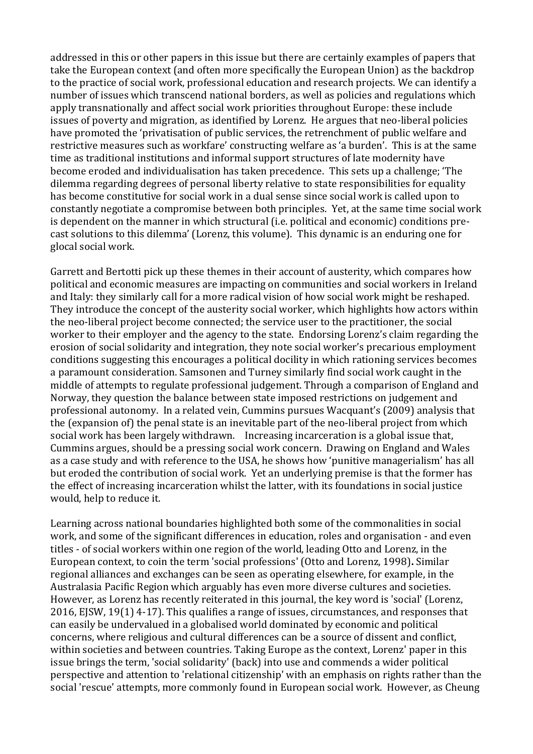addressed in this or other papers in this issue but there are certainly examples of papers that take the European context (and often more specifically the European Union) as the backdrop to the practice of social work, professional education and research projects. We can identify a number of issues which transcend national borders, as well as policies and regulations which apply transnationally and affect social work priorities throughout Europe: these include issues of poverty and migration, as identified by Lorenz. He argues that neo-liberal policies have promoted the 'privatisation of public services, the retrenchment of public welfare and restrictive measures such as workfare' constructing welfare as 'a burden'. This is at the same time as traditional institutions and informal support structures of late modernity have become eroded and individualisation has taken precedence. This sets up a challenge; 'The dilemma regarding degrees of personal liberty relative to state responsibilities for equality has become constitutive for social work in a dual sense since social work is called upon to constantly negotiate a compromise between both principles. Yet, at the same time social work is dependent on the manner in which structural (i.e. political and economic) conditions pre-cast solutions to this dilemma' (Lorenz, this volume). This dynamic is an enduring one for glocal social work.

Garrett and Bertotti pick up these themes in their account of austerity, which compares how political and economic measures are impacting on communities and social workers in Ireland and Italy: they similarly call for a more radical vision of how social work might be reshaped. They introduce the concept of the austerity social worker, which highlights how actors within the neo-liberal project become connected; the service user to the practitioner, the social worker to their employer and the agency to the state. Endorsing Lorenz's claim regarding the erosion of social solidarity and integration, they note social worker's precarious employment conditions suggesting this encourages a political docility in which rationing services becomes a paramount consideration. Samsonen and Turney similarly find social work caught in the middle of attempts to regulate professional judgement. Through a comparison of England and Norway, they question the balance between state imposed restrictions on judgement and professional autonomy. In a related vein, Cummins pursues Wacquant's (2009) analysis that the (expansion of) the penal state is an inevitable part of the neo-liberal project from which social work has been largely withdrawn. Increasing incarceration is a global issue that, Cummins argues, should be a pressing social work concern. Drawing on England and Wales as a case study and with reference to the USA, he shows how 'punitive managerialism' has all but eroded the contribution of social work. Yet an underlying premise is that the former has the effect of increasing incarceration whilst the latter, with its foundations in social justice would, help to reduce it.

Learning across national boundaries highlighted both some of the commonalities in social work, and some of the significant differences in education, roles and organisation - and even titles - of social workers within one region of the world, leading Otto and Lorenz, in the European context, to coin the term 'social professions' (Otto and Lorenz, 1998). Similar regional alliances and exchanges can be seen as operating elsewhere, for example, in the Australasia Pacific Region which arguably has even more diverse cultures and societies. However, as Lorenz has recently reiterated in this journal, the key word is 'social' (Lorenz, 2016, EJSW, 19(1) 4-17). This qualifies a range of issues, circumstances, and responses that can easily be undervalued in a globalised world dominated by economic and political concerns, where religious and cultural differences can be a source of dissent and conflict, within societies and between countries. Taking Europe as the context, Lorenz' paper in this issue brings the term, 'social solidarity' (back) into use and commends a wider political perspective and attention to 'relational citizenship' with an emphasis on rights rather than the social 'rescue' attempts, more commonly found in European social work. However, as Cheung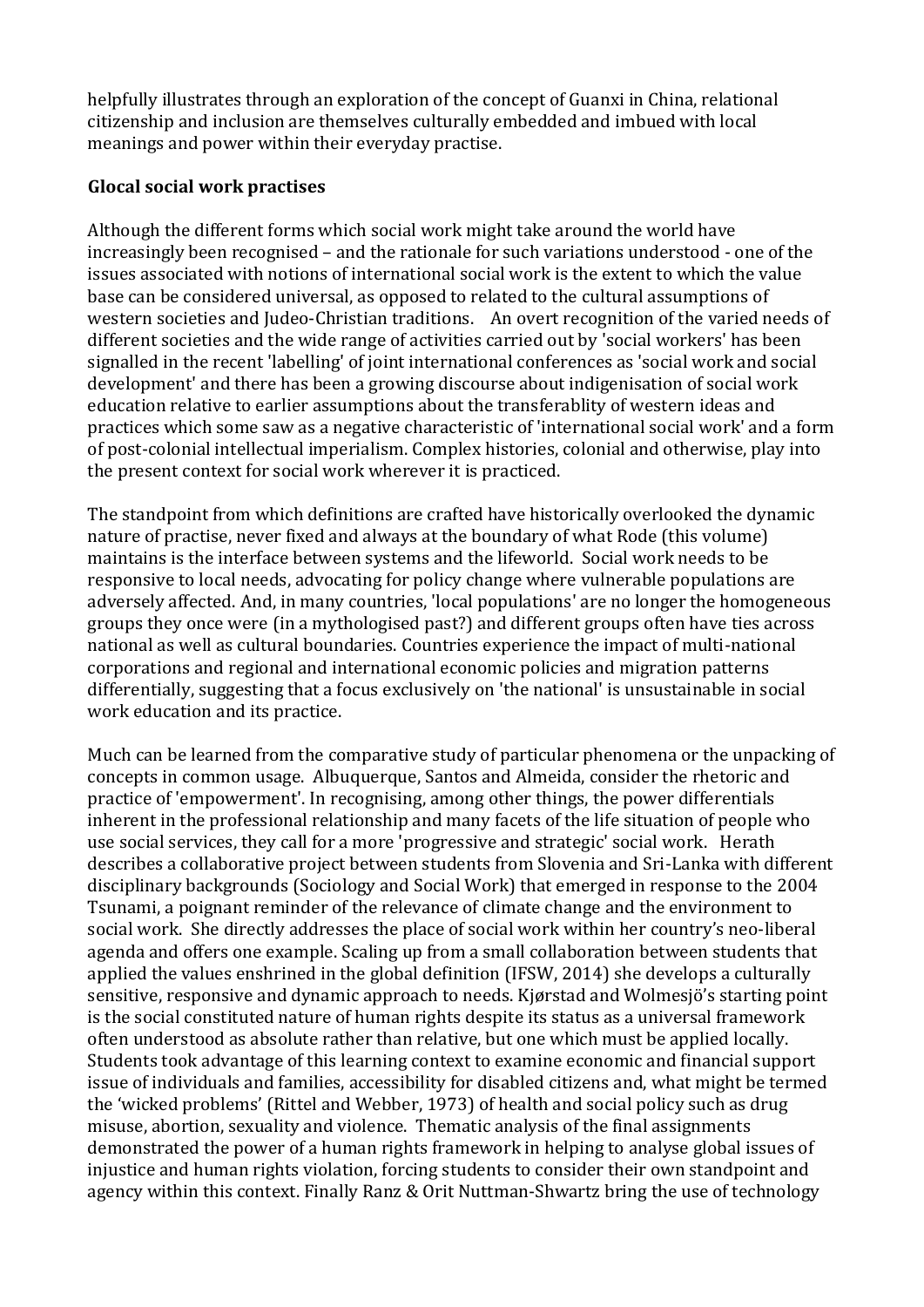helpfully illustrates through an exploration of the concept of Guanxi in China, relational citizenship and inclusion are themselves culturally embedded and imbued with local meanings and power within their everyday practise.

**Glocal social work practises**

Although the different forms which social work might take around the world have increasingly been recognised – and the rationale for such variations understood - one of the issues associated with notions of international social work is the extent to which the value base can be considered universal, as opposed to related to the cultural assumptions of western societies and Judeo-Christian traditions. An overt recognition of the varied needs of different societies and the wide range of activities carried out by 'social workers' has been signalled in the recent 'labelling' of joint international conferences as 'social work and social development' and there has been a growing discourse about indigenisation of social work education relative to earlier assumptions about the transferablity of western ideas and practices which some saw as a negative characteristic of 'international social work' and a form of post-colonial intellectual imperialism. Complex histories, colonial and otherwise, play into the present context for social work wherever it is practiced.

The standpoint from which definitions are crafted have historically overlooked the dynamic nature of practise, never fixed and always at the boundary of what Rode (this volume) maintains is the interface between systems and the lifeworld. Social work needs to be responsive to local needs, advocating for policy change where vulnerable populations are adversely affected. And, in many countries, 'local populations' are no longer the homogeneous groups they once were (in a mythologised past?) and different groups often have ties across national as well as cultural boundaries. Countries experience the impact of multi-national corporations and regional and international economic policies and migration patterns differentially, suggesting that a focus exclusively on 'the national' is unsustainable in social work education and its practice.

Much can be learned from the comparative study of particular phenomena or the unpacking of concepts in common usage. Albuquerque, Santos and Almeida, consider the rhetoric and practice of 'empowerment'. In recognising, among other things, the power differentials inherent in the professional relationship and many facets of the life situation of people who use social services, they call for a more 'progressive and strategic' social work. Herath describes a collaborative project between students from Slovenia and Sri-Lanka with different disciplinary backgrounds (Sociology and Social Work) that emerged in response to the 2004 Tsunami, a poignant reminder of the relevance of climate change and the environment to social work. She directly addresses the place of social work within her country's neo-liberal agenda and offers one example. Scaling up from a small collaboration between students that applied the values enshrined in the global definition (IFSW, 2014) she develops a culturally sensitive, responsive and dynamic approach to needs. Kjørstad and Wolmesjö's starting point is the social constituted nature of human rights despite its status as a universal framework often understood as absolute rather than relative, but one which must be applied locally. Students took advantage of this learning context to examine economic and financial support issue of individuals and families, accessibility for disabled citizens and, what might be termed the 'wicked problems' (Rittel and Webber, 1973) of health and social policy such as drug misuse, abortion, sexuality and violence. Thematic analysis of the final assignments demonstrated the power of a human rights framework in helping to analyse global issues of injustice and human rights violation, forcing students to consider their own standpoint and agency within this context. Finally Ranz & Orit Nuttman-Shwartz bring the use of technology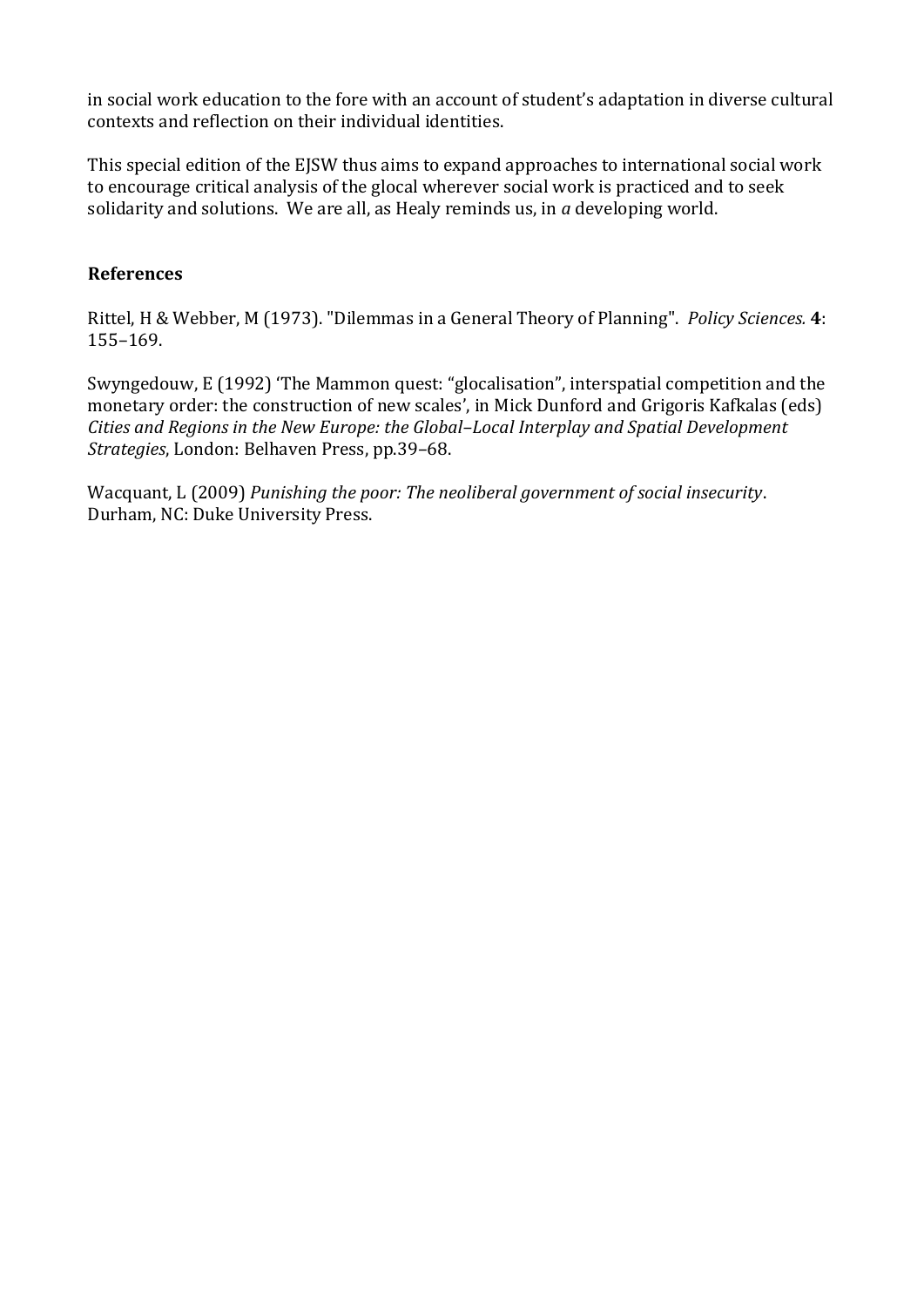in social work education to the fore with an account of student's adaptation in diverse cultural contexts and reflection on their individual identities.

This special edition of the EJSW thus aims to expand approaches to international social work to encourage critical analysis of the glocal wherever social work is practiced and to seek solidarity and solutions. We are all, as Healy reminds us, in *a* developing world.

## References

Rittel, H & Webber, M (1973). "Dilemmas in a General Theory of Planning". *Policy Sciences.* **4**: 155–169.

Swyngedouw, E (1992) 'The Mammon quest: "glocalisation", interspatial competition and the monetary order: the construction of new scales', in Mick Dunford and Grigoris Kafkalas (eds) *Cities and Regions in the New Europe: the Global–Local Interplay and Spatial Development Strategies*, London: Belhaven Press, pp.39–68.

Wacquant, L (2009) *Punishing the poor: The neoliberal government of social insecurity*. Durham, NC: Duke University Press.